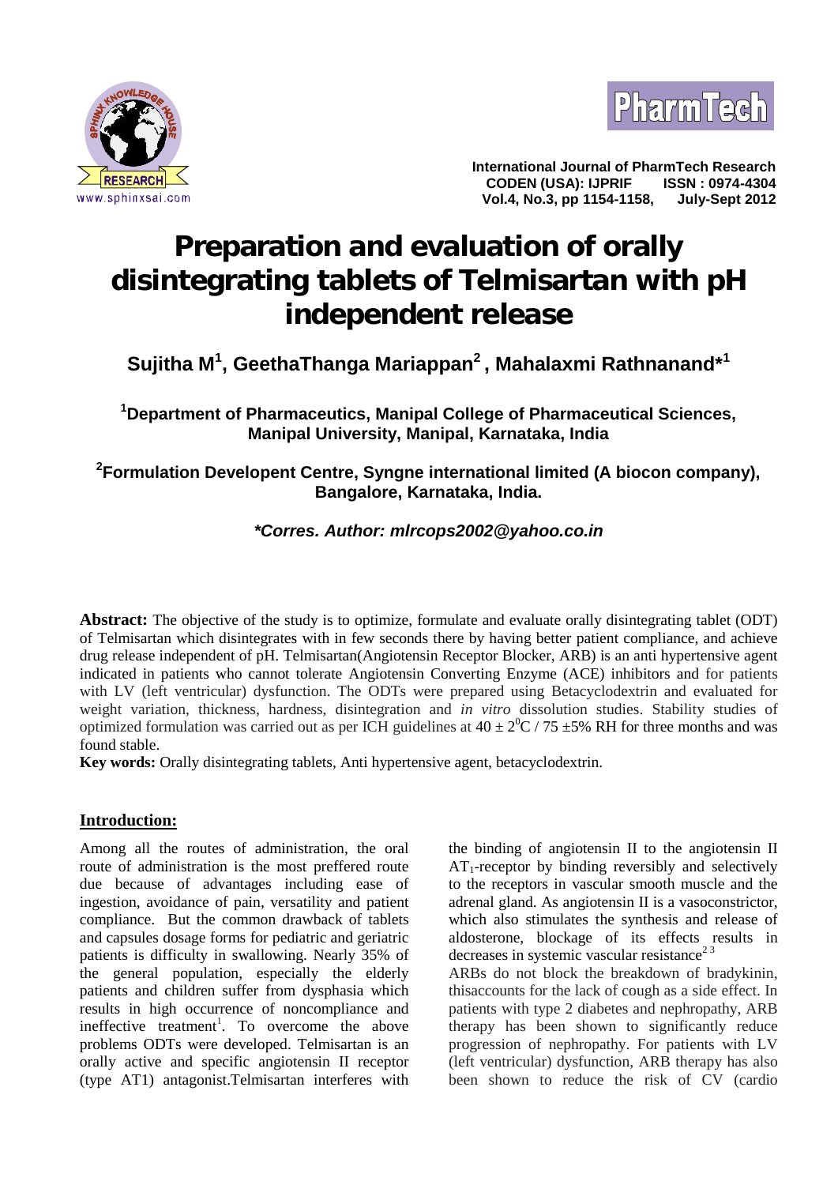# Preparation and evaluation of orally disintegrating tablets of Telmisartan with pH independent release

**Sujitha M[1], GeethaThanga Mariappan[2], Mahalaxmi Rathnanand*[1]**

**[1]Department of Pharmaceutics, Manipal College of Pharmaceutical Sciences, Manipal University, Manipal, Karnataka, India**

**[2]Formulation Developent Centre, Syngne international limited (A biocon company), Bangalore, Karnataka, India.**

***Corres. Author: mlrcops2002@yahoo.co.in***

**Abstract:** The objective of the study is to optimize, formulate and evaluate orally disintegrating tablet (ODT) of Telmisartan which disintegrates with in few seconds there by having better patient compliance, and achieve drug release independent of pH. Telmisartan(Angiotensin Receptor Blocker, ARB) is an anti hypertensive agent indicated in patients who cannot tolerate Angiotensin Converting Enzyme (ACE) inhibitors and for patients with LV (left ventricular) dysfunction. The ODTs were prepared using Betacyclodextrin and evaluated for weight variation, thickness, hardness, disintegration and *in vitro* dissolution studies. Stability studies of optimized formulation was carried out as per ICH guidelines at $40 \pm 2^0$C / 75 ±5% RH for three months and was found stable.

**Key words:** Orally disintegrating tablets, Anti hypertensive agent, betacyclodextrin.

## Introduction:

Among all the routes of administration, the oral route of administration is the most preffered route due because of advantages including ease of ingestion, avoidance of pain, versatility and patient compliance. But the common drawback of tablets and capsules dosage forms for pediatric and geriatric patients is difficulty in swallowing. Nearly 35% of the general population, especially the elderly patients and children suffer from dysphasia which results in high occurrence of noncompliance and ineffective treatment[1]. To overcome the above problems ODTs were developed. Telmisartan is an orally active and specific angiotensin II receptor (type AT1) antagonist.Telmisartan interferes with the binding of angiotensin II to the angiotensin II $AT_1$-receptor by binding reversibly and selectively to the receptors in vascular smooth muscle and the adrenal gland. As angiotensin II is a vasoconstrictor, which also stimulates the synthesis and release of aldosterone, blockage of its effects results in decreases in systemic vascular resistance[2 3]

ARBs do not block the breakdown of bradykinin, thisaccounts for the lack of cough as a side effect. In patients with type 2 diabetes and nephropathy, ARB therapy has been shown to significantly reduce progression of nephropathy. For patients with LV (left ventricular) dysfunction, ARB therapy has also been shown to reduce the risk of CV (cardio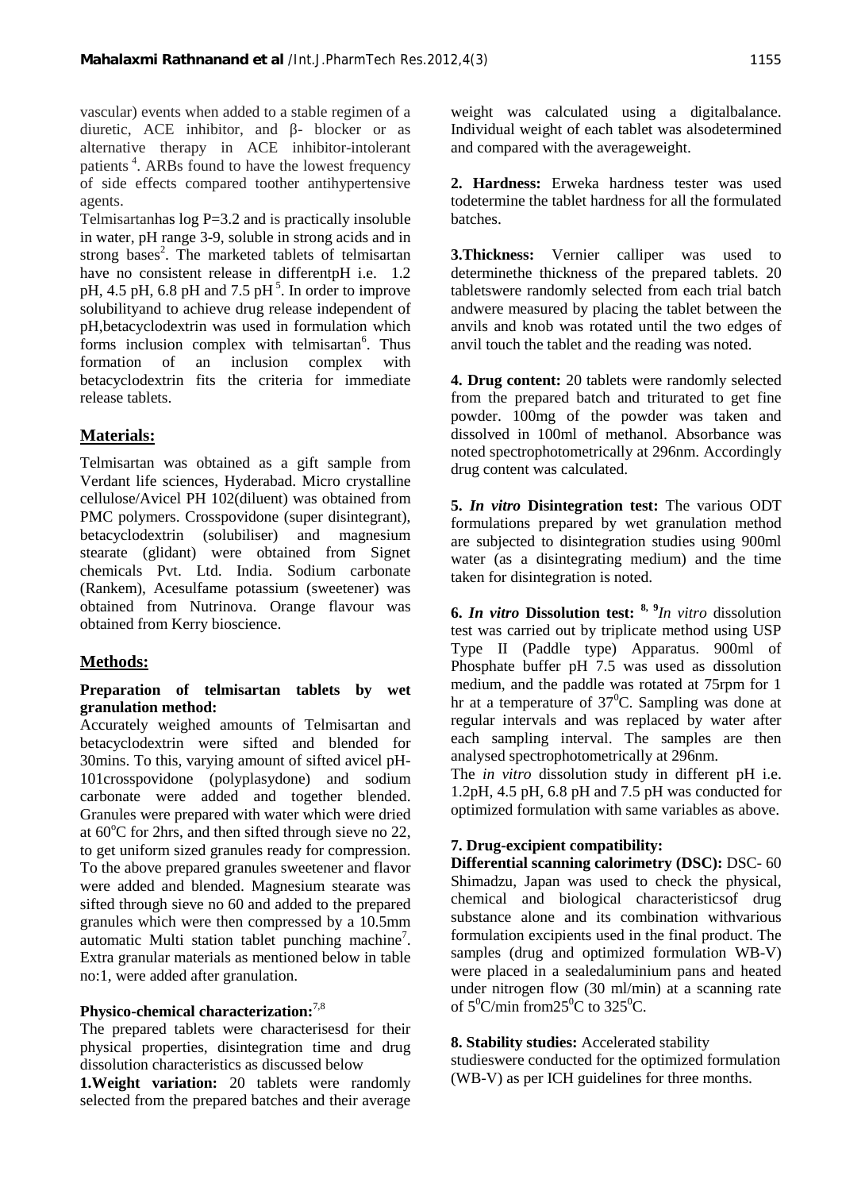vascular) events when added to a stable regimen of a diuretic, ACE inhibitor, and β- blocker or as alternative therapy in ACE inhibitor-intolerant patients [4]. ARBs found to have the lowest frequency of side effects compared toother antihypertensive agents.

Telmisartanhas log P=3.2 and is practically insoluble in water, pH range 3-9, soluble in strong acids and in strong bases[2]. The marketed tablets of telmisartan have no consistent release in differentpH i.e. 1.2 pH, 4.5 pH, 6.8 pH and 7.5 pH [5]. In order to improve solubilityand to achieve drug release independent of pH,betacyclodextrin was used in formulation which forms inclusion complex with telmisartan[6]. Thus formation of an inclusion complex with betacyclodextrin fits the criteria for immediate release tablets.

## Materials:

Telmisartan was obtained as a gift sample from Verdant life sciences, Hyderabad. Micro crystalline cellulose/Avicel PH 102(diluent) was obtained from PMC polymers. Crosspovidone (super disintegrant), betacyclodextrin (solubiliser) and magnesium stearate (glidant) were obtained from Signet chemicals Pvt. Ltd. India. Sodium carbonate (Rankem), Acesulfame potassium (sweetener) was obtained from Nutrinova. Orange flavour was obtained from Kerry bioscience.

## Methods:

### Preparation of telmisartan tablets by wet granulation method:

Accurately weighed amounts of Telmisartan and betacyclodextrin were sifted and blended for 30mins. To this, varying amount of sifted avicel pH-101crosspovidone (polyplasydone) and sodium carbonate were added and together blended. Granules were prepared with water which were dried at 60°C for 2hrs, and then sifted through sieve no 22, to get uniform sized granules ready for compression. To the above prepared granules sweetener and flavor were added and blended. Magnesium stearate was sifted through sieve no 60 and added to the prepared granules which were then compressed by a 10.5mm automatic Multi station tablet punching machine[7]. Extra granular materials as mentioned below in table no:1, were added after granulation.

### Physico-chemical characterization:[7,8]

The prepared tablets were charactérisesd for their physical properties, disintegration time and drug dissolution characteristics as discussed below

**1.Weight variation:** 20 tablets were randomly selected from the prepared batches and their average weight was calculated using a digitalbalance. Individual weight of each tablet was alsodetermined and compared with the averageweight.

**2. Hardness:** Erweka hardness tester was used todetermine the tablet hardness for all the formulated batches.

**3.Thickness:** Vernier calliper was used to determinethe thickness of the prepared tablets. 20 tabletswere randomly selected from each trial batch andwere measured by placing the tablet between the anvils and knob was rotated until the two edges of anvil touch the tablet and the reading was noted.

**4. Drug content:** 20 tablets were randomly selected from the prepared batch and triturated to get fine powder. 100mg of the powder was taken and dissolved in 100ml of methanol. Absorbance was noted spectrophotometrically at 296nm. Accordingly drug content was calculated.

**5. *In vitro* Disintegration test:** The various ODT formulations prepared by wet granulation method are subjected to disintegration studies using 900ml water (as a disintegrating medium) and the time taken for disintegration is noted.

**6. *In vitro* Dissolution test:** [8, 9] *In vitro* dissolution test was carried out by triplicate method using USP Type II (Paddle type) Apparatus. 900ml of Phosphate buffer pH 7.5 was used as dissolution medium, and the paddle was rotated at 75rpm for 1 hr at a temperature of 37°C. Sampling was done at regular intervals and was replaced by water after each sampling interval. The samples are then analysed spectrophotometrically at 296nm.

The *in vitro* dissolution study in different pH i.e. 1.2pH, 4.5 pH, 6.8 pH and 7.5 pH was conducted for optimized formulation with same variables as above.

**7. Drug-excipient compatibility:**

**Differential scanning calorimetry (DSC):** DSC- 60 Shimadzu, Japan was used to check the physical, chemical and biological characteristicsof drug substance alone and its combination withvarious formulation excipients used in the final product. The samples (drug and optimized formulation WB-V) were placed in a sealedaluminium pans and heated under nitrogen flow (30 ml/min) at a scanning rate of 5°C/min from25°C to 325°C.

**8. Stability studies:** Accelerated stability studieswere conducted for the optimized formulation (WB-V) as per ICH guidelines for three months.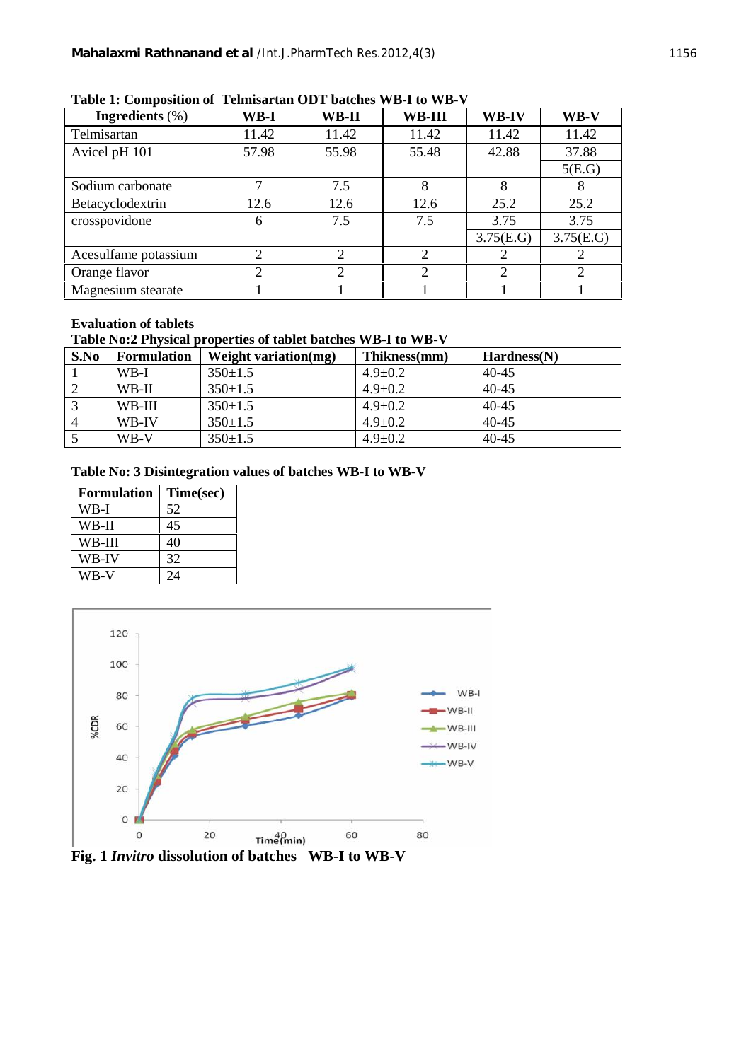**Table 1: Composition of Telmisartan ODT batches WB-I to WB-V**

| Ingredients (%) | WB-I | WB-II | WB-III | WB-IV | WB-V |
|---|---|---|---|---|---|
| Telmisartan | 11.42 | 11.42 | 11.42 | 11.42 | 11.42 |
| Avicel pH 101 | 57.98 | 55.98 | 55.48 | 42.88 | 37.88<br>5(E.G) |
| Sodium carbonate | 7 | 7.5 | 8 | 8 | 8 |
| Betacyclodextrin | 12.6 | 12.6 | 12.6 | 25.2 | 25.2 |
| crosspovidone | 6 | 7.5 | 7.5 | 3.75<br>3.75(E.G) | 3.75<br>3.75(E.G) |
| Acesulfame potassium | 2 | 2 | 2 | 2 | 2 |
| Orange flavor | 2 | 2 | 2 | 2 | 2 |
| Magnesium stearate | 1 | 1 | 1 | 1 | 1 |

**Evaluation of tablets**

**Table No:2 Physical properties of tablet batches WB-I to WB-V**

| S.No | Formulation | Weight variation(mg) | Thikness(mm) | Hardness(N) |
|---|---|---|---|---|
| 1 | WB-I | 350±1.5 | 4.9±0.2 | 40-45 |
| 2 | WB-II | 350±1.5 | 4.9±0.2 | 40-45 |
| 3 | WB-III | 350±1.5 | 4.9±0.2 | 40-45 |
| 4 | WB-IV | 350±1.5 | 4.9±0.2 | 40-45 |
| 5 | WB-V | 350±1.5 | 4.9±0.2 | 40-45 |

**Table No: 3 Disintegration values of batches WB-I to WB-V**

| Formulation | Time(sec) |
|---|---|
| WB-I | 52 |
| WB-II | 45 |
| WB-III | 40 |
| WB-IV | 32 |
| WB-V | 24 |

**Fig. 1** ***Invitro*** **dissolution of batches WB-I to WB-V**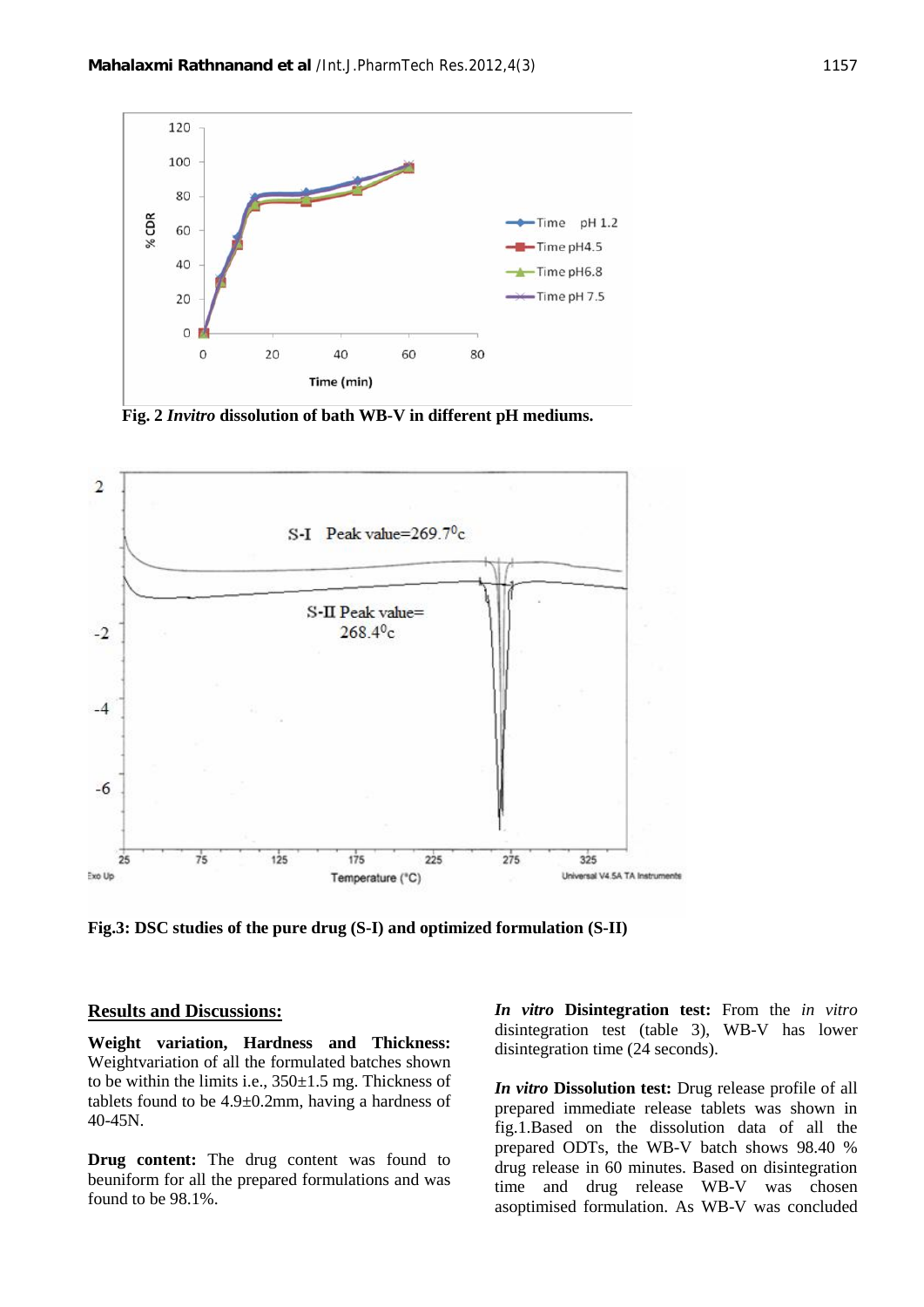Fig. 2 *Invitro* dissolution of bath WB-V in different pH mediums.

Fig.3: DSC studies of the pure drug (S-I) and optimized formulation (S-II)

## Results and Discussions:

**Weight variation, Hardness and Thickness:** Weightvariation of all the formulated batches shown to be within the limits i.e., 350±1.5 mg. Thickness of tablets found to be 4.9±0.2mm, having a hardness of 40-45N.

**Drug content:** The drug content was found to beuniform for all the prepared formulations and was found to be 98.1%.

***In vitro* Disintegration test:** From the *in vitro* disintegration test (table 3), WB-V has lower disintegration time (24 seconds).

***In vitro* Dissolution test:** Drug release profile of all prepared immediate release tablets was shown in fig.1.Based on the dissolution data of all the prepared ODTs, the WB-V batch shows 98.40 % drug release in 60 minutes. Based on disintegration time and drug release WB-V was chosen asoptimised formulation. As WB-V was concluded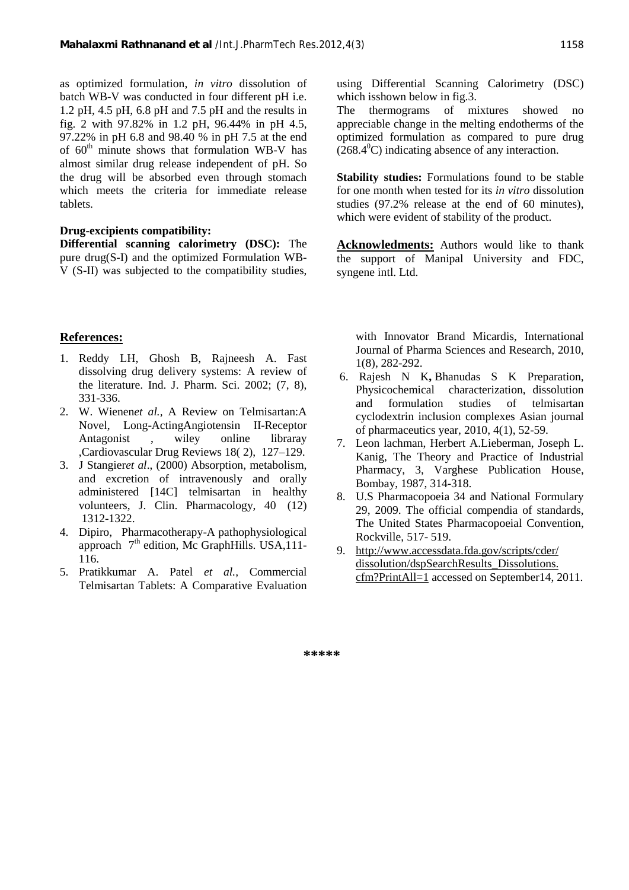as optimized formulation, *in vitro* dissolution of batch WB-V was conducted in four different pH i.e. 1.2 pH, 4.5 pH, 6.8 pH and 7.5 pH and the results in fig. 2 with 97.82% in 1.2 pH, 96.44% in pH 4.5, 97.22% in pH 6.8 and 98.40 % in pH 7.5 at the end of $60^{th}$ minute shows that formulation WB-V has almost similar drug release independent of pH. So the drug will be absorbed even through stomach which meets the criteria for immediate release tablets.

**Drug-excipients compatibility:**

**Differential scanning calorimetry (DSC):** The pure drug(S-I) and the optimized Formulation WB-V (S-II) was subjected to the compatibility studies, using Differential Scanning Calorimetry (DSC) which isshown below in fig.3.

The thermograms of mixtures showed no appreciable change in the melting endotherms of the optimized formulation as compared to pure drug ($268.4^0$C) indicating absence of any interaction.

**Stability studies:** Formulations found to be stable for one month when tested for its *in vitro* dissolution studies (97.2% release at the end of 60 minutes), which were evident of stability of the product.

**Acknowledments:** Authors would like to thank the support of Manipal University and FDC, syngene intl. Ltd.

## References:

1. Reddy LH, Ghosh B, Rajneesh A. Fast dissolving drug delivery systems: A review of the literature. Ind. J. Pharm. Sci. 2002; (7, 8), 331-336.
2. W. Wienen*et al.,* A Review on Telmisartan:A Novel, Long-ActingAngiotensin II-Receptor Antagonist , wiley online libraray ,Cardiovascular Drug Reviews 18( 2), 127–129.
3. J Stangier*et al*., (2000) Absorption, metabolism, and excretion of intravenously and orally administered [14C] telmisartan in healthy volunteers, J. Clin. Pharmacology, 40 (12) 1312-1322.
4. Dipiro, Pharmacotherapy-A pathophysiological approach $7^{th}$ edition, Mc GraphHills. USA,111-116.
5. Pratikkumar A. Patel *et al.,* Commercial Telmisartan Tablets: A Comparative Evaluation with Innovator Brand Micardis, International Journal of Pharma Sciences and Research, 2010, 1(8), 282-292.
6. Rajesh N K**,** Bhanudas S K Preparation, Physicochemical characterization, dissolution and formulation studies of telmisartan cyclodextrin inclusion complexes Asian journal of pharmaceutics year, 2010, 4(1), 52-59.
7. Leon lachman, Herbert A.Lieberman, Joseph L. Kanig, The Theory and Practice of Industrial Pharmacy, 3, Varghese Publication House, Bombay, 1987, 314-318.
8. U.S Pharmacopoeia 34 and National Formulary 29, 2009. The official compendia of standards, The United States Pharmacopoeial Convention, Rockville, 517- 519.
9. http://www.accessdata.fda.gov/scripts/cder/dissolution/dspSearchResults_Dissolutions.cfm?PrintAll=1 accessed on September14, 2011.

*****